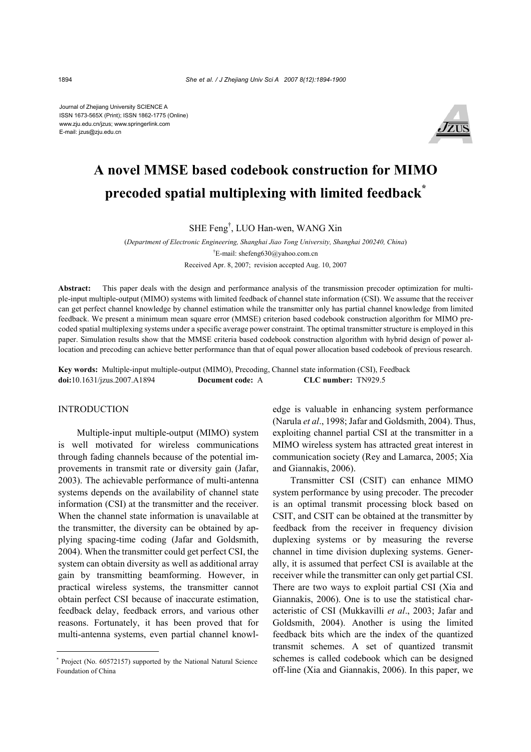Journal of Zhejiang University SCIENCE A
ISSN 1673-565X (Print); ISSN 1862-1775 (Online)
www.zju.edu.cn/jzus; www.springerlink.com
E-mail: jzus@zju.edu.cn

# A novel MMSE based codebook construction for MIMO precoded spatial multiplexing with limited feedback*

SHE Feng†, LUO Han-wen, WANG Xin

(*Department of Electronic Engineering, Shanghai Jiao Tong University, Shanghai 200240, China*)

†E-mail: shefeng630@yahoo.com.cn

Received Apr. 8, 2007; revision accepted Aug. 10, 2007

**Abstract:** This paper deals with the design and performance analysis of the transmission precoder optimization for multiple-input multiple-output (MIMO) systems with limited feedback of channel state information (CSI). We assume that the receiver can get perfect channel knowledge by channel estimation while the transmitter only has partial channel knowledge from limited feedback. We present a minimum mean square error (MMSE) criterion based codebook construction algorithm for MIMO precoded spatial multiplexing systems under a specific average power constraint. The optimal transmitter structure is employed in this paper. Simulation results show that the MMSE criteria based codebook construction algorithm with hybrid design of power allocation and precoding can achieve better performance than that of equal power allocation based codebook of previous research.

**Key words:** Multiple-input multiple-output (MIMO), Precoding, Channel state information (CSI), Feedback
**doi:**10.1631/jzus.2007.A1894 **Document code:** A **CLC number:** TN929.5

## INTRODUCTION

Multiple-input multiple-output (MIMO) system is well motivated for wireless communications through fading channels because of the potential improvements in transmit rate or diversity gain (Jafar, 2003). The achievable performance of multi-antenna systems depends on the availability of channel state information (CSI) at the transmitter and the receiver. When the channel state information is unavailable at the transmitter, the diversity can be obtained by applying spacing-time coding (Jafar and Goldsmith, 2004). When the transmitter could get perfect CSI, the system can obtain diversity as well as additional array gain by transmitting beamforming. However, in practical wireless systems, the transmitter cannot obtain perfect CSI because of inaccurate estimation, feedback delay, feedback errors, and various other reasons. Fortunately, it has been proved that for multi-antenna systems, even partial channel knowledge is valuable in enhancing system performance (Narula *et al*., 1998; Jafar and Goldsmith, 2004). Thus, exploiting channel partial CSI at the transmitter in a MIMO wireless system has attracted great interest in communication society (Rey and Lamarca, 2005; Xia and Giannakis, 2006).

Transmitter CSI (CSIT) can enhance MIMO system performance by using precoder. The precoder is an optimal transmit processing block based on CSIT, and CSIT can be obtained at the transmitter by feedback from the receiver in frequency division duplexing systems or by measuring the reverse channel in time division duplexing systems. Generally, it is assumed that perfect CSI is available at the receiver while the transmitter can only get partial CSI. There are two ways to exploit partial CSI (Xia and Giannakis, 2006). One is to use the statistical characteristic of CSI (Mukkavilli *et al*., 2003; Jafar and Goldsmith, 2004). Another is using the limited feedback bits which are the index of the quantized transmit schemes. A set of quantized transmit schemes is called codebook which can be designed off-line (Xia and Giannakis, 2006). In this paper, we

---

\* Project (No. 60572157) supported by the National Natural Science Foundation of China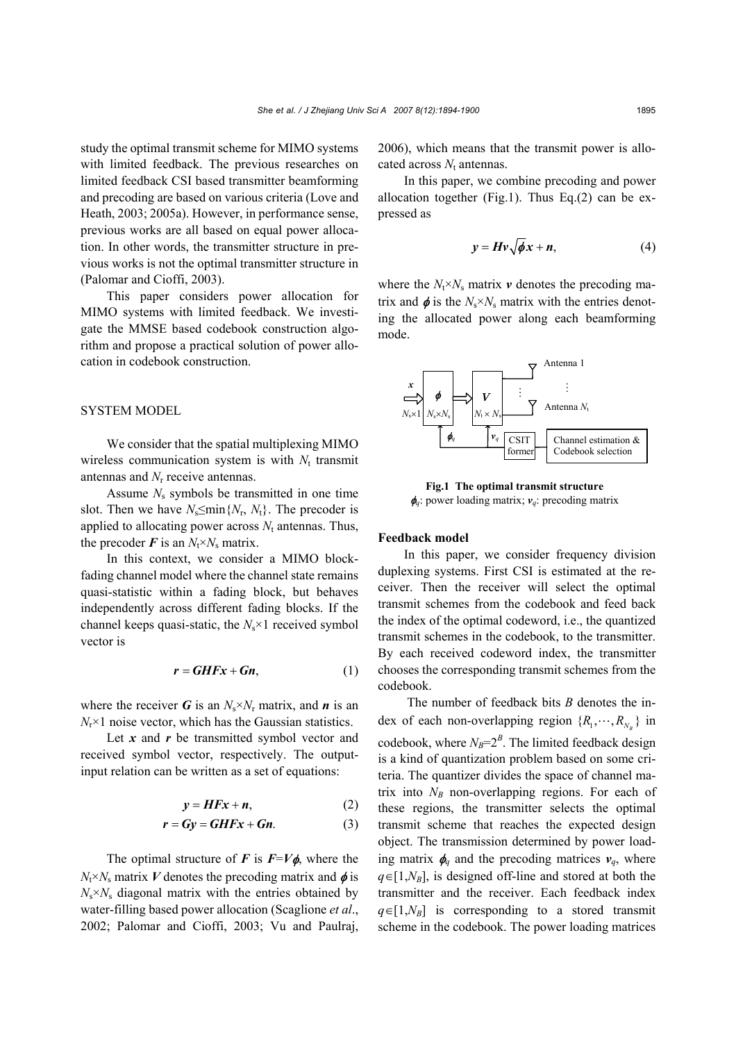study the optimal transmit scheme for MIMO systems with limited feedback. The previous researches on limited feedback CSI based transmitter beamforming and precoding are based on various criteria (Love and Heath, 2003; 2005a). However, in performance sense, previous works are all based on equal power allocation. In other words, the transmitter structure in previous works is not the optimal transmitter structure in (Palomar and Cioffi, 2003).

This paper considers power allocation for MIMO systems with limited feedback. We investigate the MMSE based codebook construction algorithm and propose a practical solution of power allocation in codebook construction.

## SYSTEM MODEL

We consider that the spatial multiplexing MIMO wireless communication system is with $N_t$ transmit antennas and $N_r$ receive antennas.

Assume $N_s$ symbols be transmitted in one time slot. Then we have $N_s \leq \min\{N_r, N_t\}$. The precoder is applied to allocating power across $N_t$ antennas. Thus, the precoder $\boldsymbol{F}$ is an $N_t \times N_s$ matrix.

In this context, we consider a MIMO block-fading channel model where the channel state remains quasi-statistic within a fading block, but behaves independently across different fading blocks. If the channel keeps quasi-static, the $N_s \times 1$ received symbol vector is

$$\boldsymbol{r} = \boldsymbol{GHFx} + \boldsymbol{Gn}, \tag{1}$$

where the receiver $\boldsymbol{G}$ is an $N_s \times N_r$ matrix, and $\boldsymbol{n}$ is an $N_r \times 1$ noise vector, which has the Gaussian statistics.

Let $\boldsymbol{x}$ and $\boldsymbol{r}$ be transmitted symbol vector and received symbol vector, respectively. The output-input relation can be written as a set of equations:

$$\boldsymbol{y} = \boldsymbol{HFx} + \boldsymbol{n}, \tag{2}$$

$$\boldsymbol{r} = \boldsymbol{Gy} = \boldsymbol{GHFx} + \boldsymbol{Gn}. \tag{3}$$

The optimal structure of $\boldsymbol{F}$ is $\boldsymbol{F}=\boldsymbol{V}\boldsymbol{\phi}$, where the $N_t \times N_s$ matrix $\boldsymbol{V}$ denotes the precoding matrix and $\boldsymbol{\phi}$ is $N_s \times N_s$ diagonal matrix with the entries obtained by water-filling based power allocation (Scaglione *et al*., 2002; Palomar and Cioffi, 2003; Vu and Paulraj, 2006), which means that the transmit power is allocated across $N_t$ antennas.

In this paper, we combine precoding and power allocation together (Fig.1). Thus Eq.(2) can be expressed as

$$\boldsymbol{y} = \boldsymbol{Hv}\sqrt{\boldsymbol{\phi}}\boldsymbol{x} + \boldsymbol{n}, \tag{4}$$

where the $N_t \times N_s$ matrix $\boldsymbol{v}$ denotes the precoding matrix and $\boldsymbol{\phi}$ is the $N_s \times N_s$ matrix with the entries denoting the allocated power along each beamforming mode.

**Fig.1 The optimal transmit structure**
$\boldsymbol{\phi}_q$: power loading matrix; $\boldsymbol{v}_q$: precoding matrix

### Feedback model

In this paper, we consider frequency division duplexing systems. First CSI is estimated at the receiver. Then the receiver will select the optimal transmit schemes from the codebook and feed back the index of the optimal codeword, i.e., the quantized transmit schemes in the codebook, to the transmitter. By each received codeword index, the transmitter chooses the corresponding transmit schemes from the codebook.

The number of feedback bits $B$ denotes the index of each non-overlapping region $\{R_1, \cdots, R_{N_B}\}$ in codebook, where $N_B=2^B$. The limited feedback design is a kind of quantization problem based on some criteria. The quantizer divides the space of channel matrix into $N_B$ non-overlapping regions. For each of these regions, the transmitter selects the optimal transmit scheme that reaches the expected design object. The transmission determined by power loading matrix $\boldsymbol{\phi}_q$ and the precoding matrices $\boldsymbol{v}_q$, where $q \in [1, N_B]$, is designed off-line and stored at both the transmitter and the receiver. Each feedback index $q \in [1, N_B]$ is corresponding to a stored transmit scheme in the codebook. The power loading matrices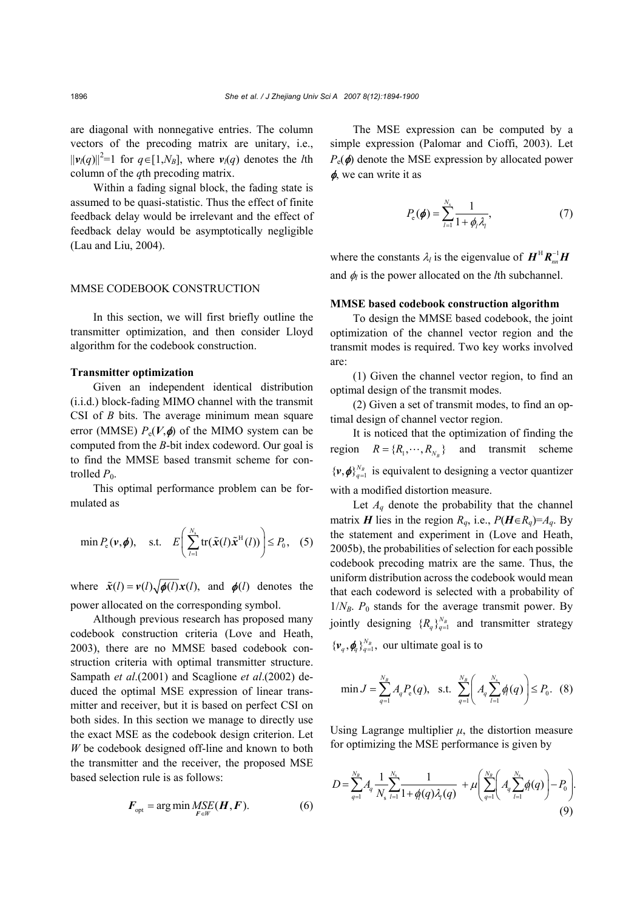are diagonal with nonnegative entries. The column vectors of the precoding matrix are unitary, i.e., $\|\boldsymbol{v}_l(q)\|^2=1$ for $q\in[1,N_B]$, where $\boldsymbol{v}_l(q)$ denotes the $l$th column of the $q$th precoding matrix.

Within a fading signal block, the fading state is assumed to be quasi-statistic. Thus the effect of finite feedback delay would be irrelevant and the effect of feedback delay would be asymptotically negligible (Lau and Liu, 2004).

## MMSE CODEBOOK CONSTRUCTION

In this section, we will first briefly outline the transmitter optimization, and then consider Lloyd algorithm for the codebook construction.

### Transmitter optimization

Given an independent identical distribution (i.i.d.) block-fading MIMO channel with the transmit CSI of $B$ bits. The average minimum mean square error (MMSE) $P_\mathrm{e}(\boldsymbol{V},\boldsymbol{\phi})$ of the MIMO system can be computed from the $B$-bit index codeword. Our goal is to find the MMSE based transmit scheme for controlled $P_0$.

This optimal performance problem can be formulated as

$$\min P_\mathrm{e}(\boldsymbol{v},\boldsymbol{\phi}),\quad \text{s.t.}\quad E\left(\sum_{l=1}^{N_\mathrm{s}}\mathrm{tr}(\tilde{\boldsymbol{x}}(l)\tilde{\boldsymbol{x}}^\mathrm{H}(l))\right)\le P_0,\quad (5)$$

where $\tilde{\boldsymbol{x}}(l)=\boldsymbol{v}(l)\sqrt{\boldsymbol{\phi}(l)}\boldsymbol{x}(l)$, and $\boldsymbol{\phi}(l)$ denotes the power allocated on the corresponding symbol.

Although previous research has proposed many codebook construction criteria (Love and Heath, 2003), there are no MMSE based codebook construction criteria with optimal transmitter structure. Sampath *et al*.(2001) and Scaglione *et al*.(2002) deduced the optimal MSE expression of linear transmitter and receiver, but it is based on perfect CSI on both sides. In this section we manage to directly use the exact MSE as the codebook design criterion. Let $W$ be codebook designed off-line and known to both the transmitter and the receiver, the proposed MSE based selection rule is as follows:

$$\boldsymbol{F}_\mathrm{opt}=\arg\min_{\boldsymbol{F}\in W} MSE(\boldsymbol{H},\boldsymbol{F}).\quad (6)$$

The MSE expression can be computed by a simple expression (Palomar and Cioffi, 2003). Let $P_\mathrm{e}(\boldsymbol{\phi})$ denote the MSE expression by allocated power $\boldsymbol{\phi}$, we can write it as

$$P_\mathrm{e}(\boldsymbol{\phi})=\sum_{l=1}^{N_\mathrm{s}}\frac{1}{1+\phi_l\lambda_l},\quad (7)$$

where the constants $\lambda_l$ is the eigenvalue of $\boldsymbol{H}^\mathrm{H}\boldsymbol{R}_{nn}^{-1}\boldsymbol{H}$ and $\phi_l$ is the power allocated on the $l$th subchannel.

### MMSE based codebook construction algorithm

To design the MMSE based codebook, the joint optimization of the channel vector region and the transmit modes is required. Two key works involved are:

(1) Given the channel vector region, to find an optimal design of the transmit modes.

(2) Given a set of transmit modes, to find an optimal design of channel vector region.

It is noticed that the optimization of finding the region $R=\{R_1,\cdots,R_{N_B}\}$ and transmit scheme $\{\boldsymbol{v},\boldsymbol{\phi}\}_{q=1}^{N_B}$ is equivalent to designing a vector quantizer with a modified distortion measure.

Let $A_q$ denote the probability that the channel matrix $\boldsymbol{H}$ lies in the region $R_q$, i.e., $P(\boldsymbol{H}\in R_q)=A_q$. By the statement and experiment in (Love and Heath, 2005b), the probabilities of selection for each possible codebook precoding matrix are the same. Thus, the uniform distribution across the codebook would mean that each codeword is selected with a probability of $1/N_B$. $P_0$ stands for the average transmit power. By jointly designing $\{R_q\}_{q=1}^{N_B}$ and transmitter strategy $\{\boldsymbol{v}_q,\boldsymbol{\phi}_q\}_{q=1}^{N_B}$, our ultimate goal is to

$$\min J=\sum_{q=1}^{N_B}A_qP_\mathrm{e}(q),\quad \text{s.t.}\quad \sum_{q=1}^{N_B}\left(A_q\sum_{l=1}^{N_\mathrm{s}}\phi_l(q)\right)\le P_0.\quad (8)$$

Using Lagrange multiplier $\mu$, the distortion measure for optimizing the MSE performance is given by

$$D=\sum_{q=1}^{N_B}A_q\frac{1}{N_\mathrm{s}}\sum_{l=1}^{N_\mathrm{s}}\frac{1}{1+\phi_l(q)\lambda_l(q)}+\mu\left(\sum_{q=1}^{N_B}\left(A_q\sum_{l=1}^{N_\mathrm{s}}\phi_l(q)\right)-P_0\right).\quad (9)$$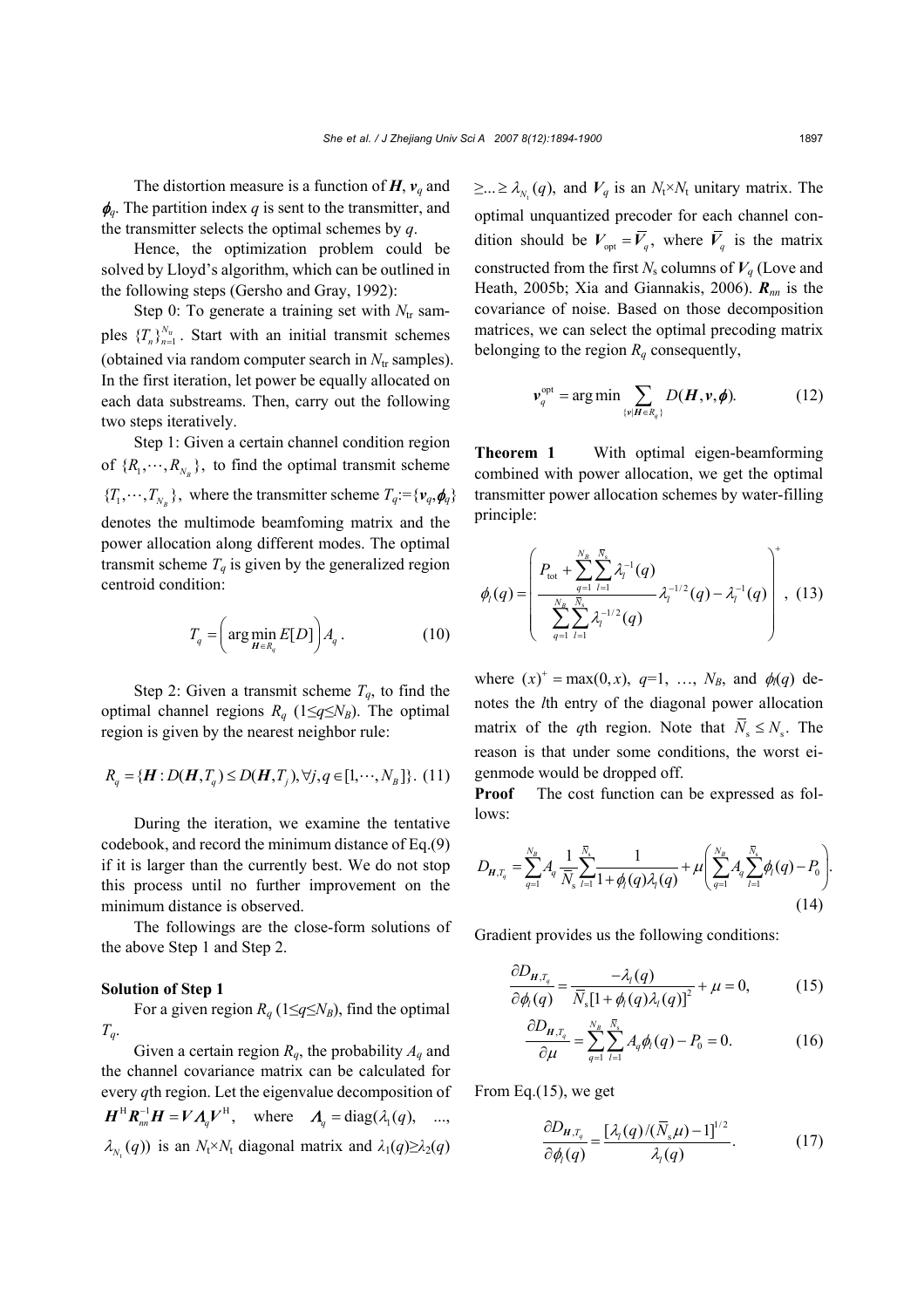The distortion measure is a function of $\boldsymbol{H}$, $\boldsymbol{v}_q$ and $\boldsymbol{\phi}_q$. The partition index $q$ is sent to the transmitter, and the transmitter selects the optimal schemes by $q$.

Hence, the optimization problem could be solved by Lloyd's algorithm, which can be outlined in the following steps (Gersho and Gray, 1992):

Step 0: To generate a training set with $N_{\rm tr}$ samples $\{T_n\}_{n=1}^{N_{\rm tr}}$. Start with an initial transmit schemes (obtained via random computer search in $N_{\rm tr}$ samples). In the first iteration, let power be equally allocated on each data substreams. Then, carry out the following two steps iteratively.

Step 1: Given a certain channel condition region of $\{R_1,\cdots,R_{N_B}\}$, to find the optimal transmit scheme $\{T_1,\cdots,T_{N_B}\}$, where the transmitter scheme $T_q$:=$\{\boldsymbol{v}_q,\boldsymbol{\phi}_q\}$ denotes the multimode beamfoming matrix and the power allocation along different modes. The optimal transmit scheme $T_q$ is given by the generalized region centroid condition:

$$T_q=\left(\arg\min_{\boldsymbol{H}\in R_q} E[D]\right)A_q. \tag{10}$$

Step 2: Given a transmit scheme $T_q$, to find the optimal channel regions $R_q$ ($1\le q\le N_B$). The optimal region is given by the nearest neighbor rule:

$$R_q=\{\boldsymbol{H}: D(\boldsymbol{H},T_q)\le D(\boldsymbol{H},T_j), \forall j,q\in[1,\cdots,N_B]\}. \tag{11}$$

During the iteration, we examine the tentative codebook, and record the minimum distance of Eq.(9) if it is larger than the currently best. We do not stop this process until no further improvement on the minimum distance is observed.

The followings are the close-form solutions of the above Step 1 and Step 2.

**Solution of Step 1**

For a given region $R_q$ ($1\le q\le N_B$), find the optimal $T_q$.

Given a certain region $R_q$, the probability $A_q$ and the channel covariance matrix can be calculated for every $q$th region. Let the eigenvalue decomposition of $\boldsymbol{H}^{\rm H}\boldsymbol{R}_{nn}^{-1}\boldsymbol{H}=\boldsymbol{V}\boldsymbol{\Lambda}_q\boldsymbol{V}^{\rm H}$, where $\boldsymbol{\Lambda}_q={\rm diag}(\lambda_1(q), \ldots, \lambda_{N_{\rm t}}(q))$ is an $N_{\rm t}\times N_{\rm t}$ diagonal matrix and $\lambda_1(q)\ge\lambda_2(q)\ge\ldots\ge\lambda_{N_{\rm t}}(q)$, and $\boldsymbol{V}_q$ is an $N_{\rm t}\times N_{\rm t}$ unitary matrix. The optimal unquantized precoder for each channel condition should be $\boldsymbol{V}_{\rm opt}=\overline{\boldsymbol{V}}_q$, where $\overline{\boldsymbol{V}}_q$ is the matrix constructed from the first $N_{\rm s}$ columns of $\boldsymbol{V}_q$ (Love and Heath, 2005b; Xia and Giannakis, 2006). $\boldsymbol{R}_{nn}$ is the covariance of noise. Based on those decomposition matrices, we can select the optimal precoding matrix belonging to the region $R_q$ consequently,

$$\boldsymbol{v}_q^{\rm opt}=\arg\min \sum_{\{\boldsymbol{v}|\boldsymbol{H}\in R_q\}} D(\boldsymbol{H},\boldsymbol{v},\boldsymbol{\phi}). \tag{12}$$

**Theorem 1** With optimal eigen-beamforming combined with power allocation, we get the optimal transmitter power allocation schemes by water-filling principle:

$$\phi_l(q)=\left(\frac{P_{\rm tot}+\sum_{q=1}^{N_B}\sum_{l=1}^{\overline{N}_{\rm s}}\lambda_l^{-1}(q)}{\sum_{q=1}^{N_B}\sum_{l=1}^{\overline{N}_{\rm s}}\lambda_l^{-1/2}(q)}\lambda_l^{-1/2}(q)-\lambda_l^{-1}(q)\right)^+, \tag{13}$$

where $(x)^+=\max(0,x)$, $q=1, \ldots, N_B$, and $\phi_l(q)$ denotes the $l$th entry of the diagonal power allocation matrix of the $q$th region. Note that $\overline{N}_{\rm s}\le N_{\rm s}$. The reason is that under some conditions, the worst eigenmode would be dropped off.

**Proof** The cost function can be expressed as follows:

$$D_{\boldsymbol{H},T_q}=\sum_{q=1}^{N_B}A_q\frac{1}{\overline{N}_{\rm s}}\sum_{l=1}^{\overline{N}_{\rm s}}\frac{1}{1+\phi_l(q)\lambda_l(q)}+\mu\left(\sum_{q=1}^{N_B}A_q\sum_{l=1}^{\overline{N}_{\rm s}}\phi_l(q)-P_0\right). \tag{14}$$

Gradient provides us the following conditions:

$$\frac{\partial D_{\boldsymbol{H},T_q}}{\partial\phi_l(q)}=\frac{-\lambda_l(q)}{\overline{N}_{\rm s}[1+\phi_l(q)\lambda_l(q)]^2}+\mu=0, \tag{15}$$

$$\frac{\partial D_{\boldsymbol{H},T_q}}{\partial\mu}=\sum_{q=1}^{N_B}\sum_{l=1}^{\overline{N}_{\rm s}}A_q\phi_l(q)-P_0=0. \tag{16}$$

From Eq.(15), we get

$$\frac{\partial D_{\boldsymbol{H},T_q}}{\partial\phi_l(q)}=\frac{[\lambda_l(q)/(\overline{N}_{\rm s}\mu)-1]^{1/2}}{\lambda_l(q)}. \tag{17}$$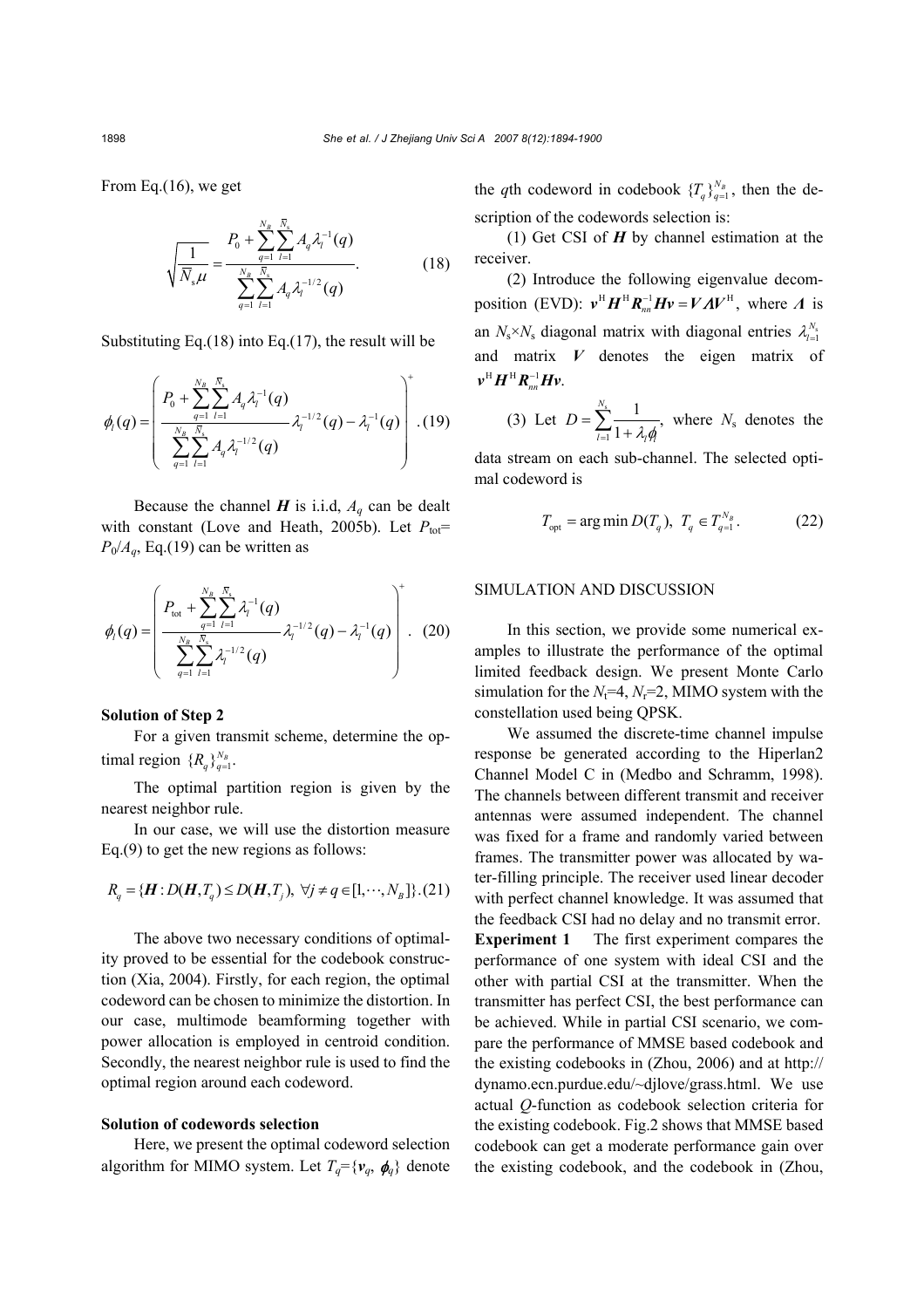From Eq.(16), we get

$$\sqrt{\frac{1}{\overline{N}_{\mathrm{s}}\mu}} = \frac{P_0 + \sum_{q=1}^{N_B}\sum_{l=1}^{\overline{N}_{\mathrm{s}}} A_q \lambda_l^{-1}(q)}{\sum_{q=1}^{N_B}\sum_{l=1}^{\overline{N}_{\mathrm{s}}} A_q \lambda_l^{-1/2}(q)}. \quad (18)$$

Substituting Eq.(18) into Eq.(17), the result will be

$$\phi_l(q) = \left( \frac{P_0 + \sum_{q=1}^{N_B}\sum_{l=1}^{\overline{N}_{\mathrm{s}}} A_q \lambda_l^{-1}(q)}{\sum_{q=1}^{N_B}\sum_{l=1}^{\overline{N}_{\mathrm{s}}} A_q \lambda_l^{-1/2}(q)} \lambda_l^{-1/2}(q) - \lambda_l^{-1}(q) \right)^+ . \quad (19)$$

Because the channel $\boldsymbol{H}$ is i.i.d, $A_q$ can be dealt with constant (Love and Heath, 2005b). Let $P_{\mathrm{tot}}=P_0/A_q$, Eq.(19) can be written as

$$\phi_l(q) = \left( \frac{P_{\mathrm{tot}} + \sum_{q=1}^{N_B}\sum_{l=1}^{\overline{N}_{\mathrm{s}}} \lambda_l^{-1}(q)}{\sum_{q=1}^{N_B}\sum_{l=1}^{\overline{N}_{\mathrm{s}}} \lambda_l^{-1/2}(q)} \lambda_l^{-1/2}(q) - \lambda_l^{-1}(q) \right)^+ . \quad (20)$$

**Solution of Step 2**

For a given transmit scheme, determine the optimal region $\{R_q\}_{q=1}^{N_B}$.

The optimal partition region is given by the nearest neighbor rule.

In our case, we will use the distortion measure Eq.(9) to get the new regions as follows:

$$R_q = \{\boldsymbol{H} : D(\boldsymbol{H}, T_q) \le D(\boldsymbol{H}, T_j),\ \forall j \ne q \in [1, \cdots, N_B]\}. \quad (21)$$

The above two necessary conditions of optimality proved to be essential for the codebook construction (Xia, 2004). Firstly, for each region, the optimal codeword can be chosen to minimize the distortion. In our case, multimode beamforming together with power allocation is employed in centroid condition. Secondly, the nearest neighbor rule is used to find the optimal region around each codeword.

**Solution of codewords selection**

Here, we present the optimal codeword selection algorithm for MIMO system. Let $T_q=\{\boldsymbol{v}_q, \boldsymbol{\phi}_q\}$ denote the $q$th codeword in codebook $\{T_q\}_{q=1}^{N_B}$, then the description of the codewords selection is:

(1) Get CSI of $\boldsymbol{H}$ by channel estimation at the receiver.

(2) Introduce the following eigenvalue decomposition (EVD): $\boldsymbol{v}^{\mathrm{H}}\boldsymbol{H}^{\mathrm{H}}\boldsymbol{R}_{nn}^{-1}\boldsymbol{H}\boldsymbol{v} = \boldsymbol{V}\boldsymbol{\Lambda}\boldsymbol{V}^{\mathrm{H}}$, where $\boldsymbol{\Lambda}$ is an $N_{\mathrm{s}}\times N_{\mathrm{s}}$ diagonal matrix with diagonal entries $\lambda_{l=1}^{N_{\mathrm{s}}}$ and matrix $\boldsymbol{V}$ denotes the eigen matrix of $\boldsymbol{v}^{\mathrm{H}}\boldsymbol{H}^{\mathrm{H}}\boldsymbol{R}_{nn}^{-1}\boldsymbol{H}\boldsymbol{v}$.

(3) Let $D=\sum_{l=1}^{N_{\mathrm{s}}}\frac{1}{1+\lambda_l\phi_l}$, where $N_{\mathrm{s}}$ denotes the data stream on each sub-channel. The selected optimal codeword is

$$T_{\mathrm{opt}} = \arg\min D(T_q),\ T_q \in T_{q=1}^{N_B}. \quad (22)$$

## SIMULATION AND DISCUSSION

In this section, we provide some numerical examples to illustrate the performance of the optimal limited feedback design. We present Monte Carlo simulation for the $N_{\mathrm{t}}$=4, $N_{\mathrm{r}}$=2, MIMO system with the constellation used being QPSK.

We assumed the discrete-time channel impulse response be generated according to the Hiperlan2 Channel Model C in (Medbo and Schramm, 1998). The channels between different transmit and receiver antennas were assumed independent. The channel was fixed for a frame and randomly varied between frames. The transmitter power was allocated by water-filling principle. The receiver used linear decoder with perfect channel knowledge. It was assumed that the feedback CSI had no delay and no transmit error.

**Experiment 1** The first experiment compares the performance of one system with ideal CSI and the other with partial CSI at the transmitter. When the transmitter has perfect CSI, the best performance can be achieved. While in partial CSI scenario, we compare the performance of MMSE based codebook and the existing codebooks in (Zhou, 2006) and at http://dynamo.ecn.purdue.edu/~djlove/grass.html. We use actual $Q$-function as codebook selection criteria for the existing codebook. Fig.2 shows that MMSE based codebook can get a moderate performance gain over the existing codebook, and the codebook in (Zhou,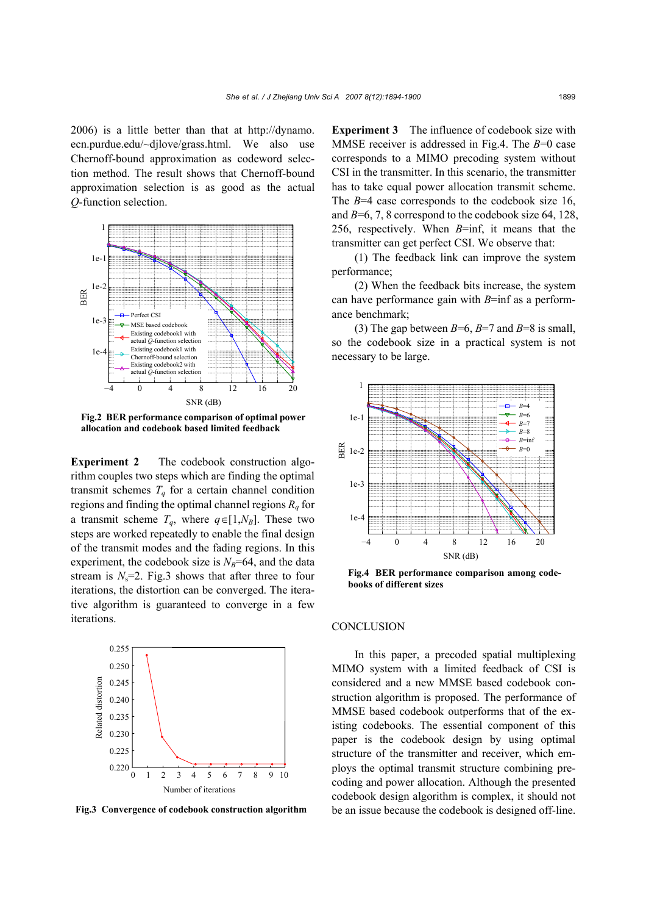2006) is a little better than that at http://dynamo.ecn.purdue.edu/~djlove/grass.html. We also use Chernoff-bound approximation as codeword selection method. The result shows that Chernoff-bound approximation selection is as good as the actual $Q$-function selection.

**Fig.2 BER performance comparison of optimal power allocation and codebook based limited feedback**

**Experiment 2** The codebook construction algorithm couples two steps which are finding the optimal transmit schemes $T_q$ for a certain channel condition regions and finding the optimal channel regions $R_q$ for a transmit scheme $T_q$, where $q\in[1,N_B]$. These two steps are worked repeatedly to enable the final design of the transmit modes and the fading regions. In this experiment, the codebook size is $N_B$=64, and the data stream is $N_s$=2. Fig.3 shows that after three to four iterations, the distortion can be converged. The iterative algorithm is guaranteed to converge in a few iterations.

**Fig.3 Convergence of codebook construction algorithm**

**Experiment 3** The influence of codebook size with MMSE receiver is addressed in Fig.4. The $B$=0 case corresponds to a MIMO precoding system without CSI in the transmitter. In this scenario, the transmitter has to take equal power allocation transmit scheme. The $B$=4 case corresponds to the codebook size 16, and $B$=6, 7, 8 correspond to the codebook size 64, 128, 256, respectively. When $B$=inf, it means that the transmitter can get perfect CSI. We observe that:

(1) The feedback link can improve the system performance;

(2) When the feedback bits increase, the system can have performance gain with $B$=inf as a performance benchmark;

(3) The gap between $B$=6, $B$=7 and $B$=8 is small, so the codebook size in a practical system is not necessary to be large.

**Fig.4 BER performance comparison among codebooks of different sizes**

## CONCLUSION

In this paper, a precoded spatial multiplexing MIMO system with a limited feedback of CSI is considered and a new MMSE based codebook construction algorithm is proposed. The performance of MMSE based codebook outperforms that of the existing codebooks. The essential component of this paper is the codebook design by using optimal structure of the transmitter and receiver, which employs the optimal transmit structure combining precoding and power allocation. Although the presented codebook design algorithm is complex, it should not be an issue because the codebook is designed off-line.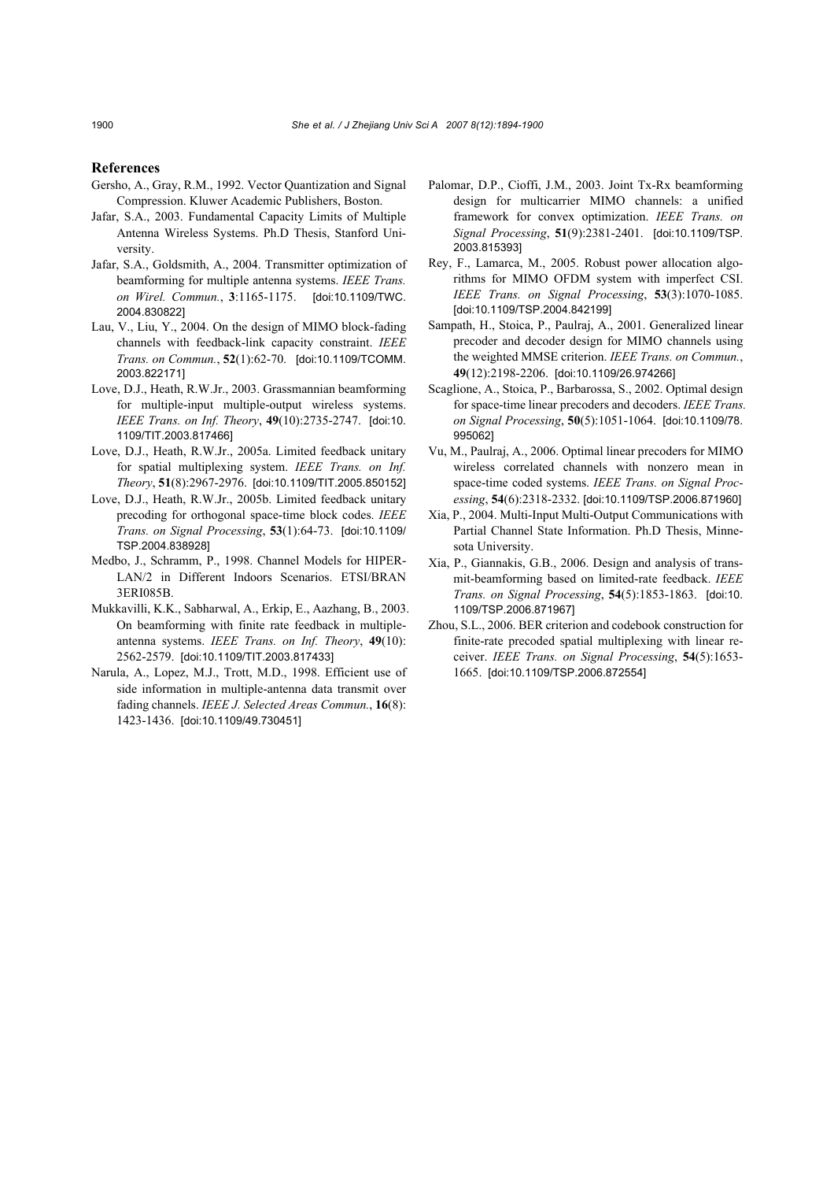## References

Gersho, A., Gray, R.M., 1992. Vector Quantization and Signal Compression. Kluwer Academic Publishers, Boston.

Jafar, S.A., 2003. Fundamental Capacity Limits of Multiple Antenna Wireless Systems. Ph.D Thesis, Stanford University.

Jafar, S.A., Goldsmith, A., 2004. Transmitter optimization of beamforming for multiple antenna systems. *IEEE Trans. on Wirel. Commun.*, **3**:1165-1175. [doi:10.1109/TWC.2004.830822]

Lau, V., Liu, Y., 2004. On the design of MIMO block-fading channels with feedback-link capacity constraint. *IEEE Trans. on Commun.*, **52**(1):62-70. [doi:10.1109/TCOMM.2003.822171]

Love, D.J., Heath, R.W.Jr., 2003. Grassmannian beamforming for multiple-input multiple-output wireless systems. *IEEE Trans. on Inf. Theory*, **49**(10):2735-2747. [doi:10.1109/TIT.2003.817466]

Love, D.J., Heath, R.W.Jr., 2005a. Limited feedback unitary for spatial multiplexing system. *IEEE Trans. on Inf. Theory*, **51**(8):2967-2976. [doi:10.1109/TIT.2005.850152]

Love, D.J., Heath, R.W.Jr., 2005b. Limited feedback unitary precoding for orthogonal space-time block codes. *IEEE Trans. on Signal Processing*, **53**(1):64-73. [doi:10.1109/TSP.2004.838928]

Medbo, J., Schramm, P., 1998. Channel Models for HIPERLAN/2 in Different Indoors Scenarios. ETSI/BRAN 3ERI085B.

Mukkavilli, K.K., Sabharwal, A., Erkip, E., Aazhang, B., 2003. On beamforming with finite rate feedback in multiple-antenna systems. *IEEE Trans. on Inf. Theory*, **49**(10):2562-2579. [doi:10.1109/TIT.2003.817433]

Narula, A., Lopez, M.J., Trott, M.D., 1998. Efficient use of side information in multiple-antenna data transmit over fading channels. *IEEE J. Selected Areas Commun.*, **16**(8):1423-1436. [doi:10.1109/49.730451]

Palomar, D.P., Cioffi, J.M., 2003. Joint Tx-Rx beamforming design for multicarrier MIMO channels: a unified framework for convex optimization. *IEEE Trans. on Signal Processing*, **51**(9):2381-2401. [doi:10.1109/TSP.2003.815393]

Rey, F., Lamarca, M., 2005. Robust power allocation algorithms for MIMO OFDM system with imperfect CSI. *IEEE Trans. on Signal Processing*, **53**(3):1070-1085. [doi:10.1109/TSP.2004.842199]

Sampath, H., Stoica, P., Paulraj, A., 2001. Generalized linear precoder and decoder design for MIMO channels using the weighted MMSE criterion. *IEEE Trans. on Commun.*, **49**(12):2198-2206. [doi:10.1109/26.974266]

Scaglione, A., Stoica, P., Barbarossa, S., 2002. Optimal design for space-time linear precoders and decoders. *IEEE Trans. on Signal Processing*, **50**(5):1051-1064. [doi:10.1109/78.995062]

Vu, M., Paulraj, A., 2006. Optimal linear precoders for MIMO wireless correlated channels with nonzero mean in space-time coded systems. *IEEE Trans. on Signal Processing*, **54**(6):2318-2332. [doi:10.1109/TSP.2006.871960]

Xia, P., 2004. Multi-Input Multi-Output Communications with Partial Channel State Information. Ph.D Thesis, Minnesota University.

Xia, P., Giannakis, G.B., 2006. Design and analysis of transmit-beamforming based on limited-rate feedback. *IEEE Trans. on Signal Processing*, **54**(5):1853-1863. [doi:10.1109/TSP.2006.871967]

Zhou, S.L., 2006. BER criterion and codebook construction for finite-rate precoded spatial multiplexing with linear receiver. *IEEE Trans. on Signal Processing*, **54**(5):1653-1665. [doi:10.1109/TSP.2006.872554]